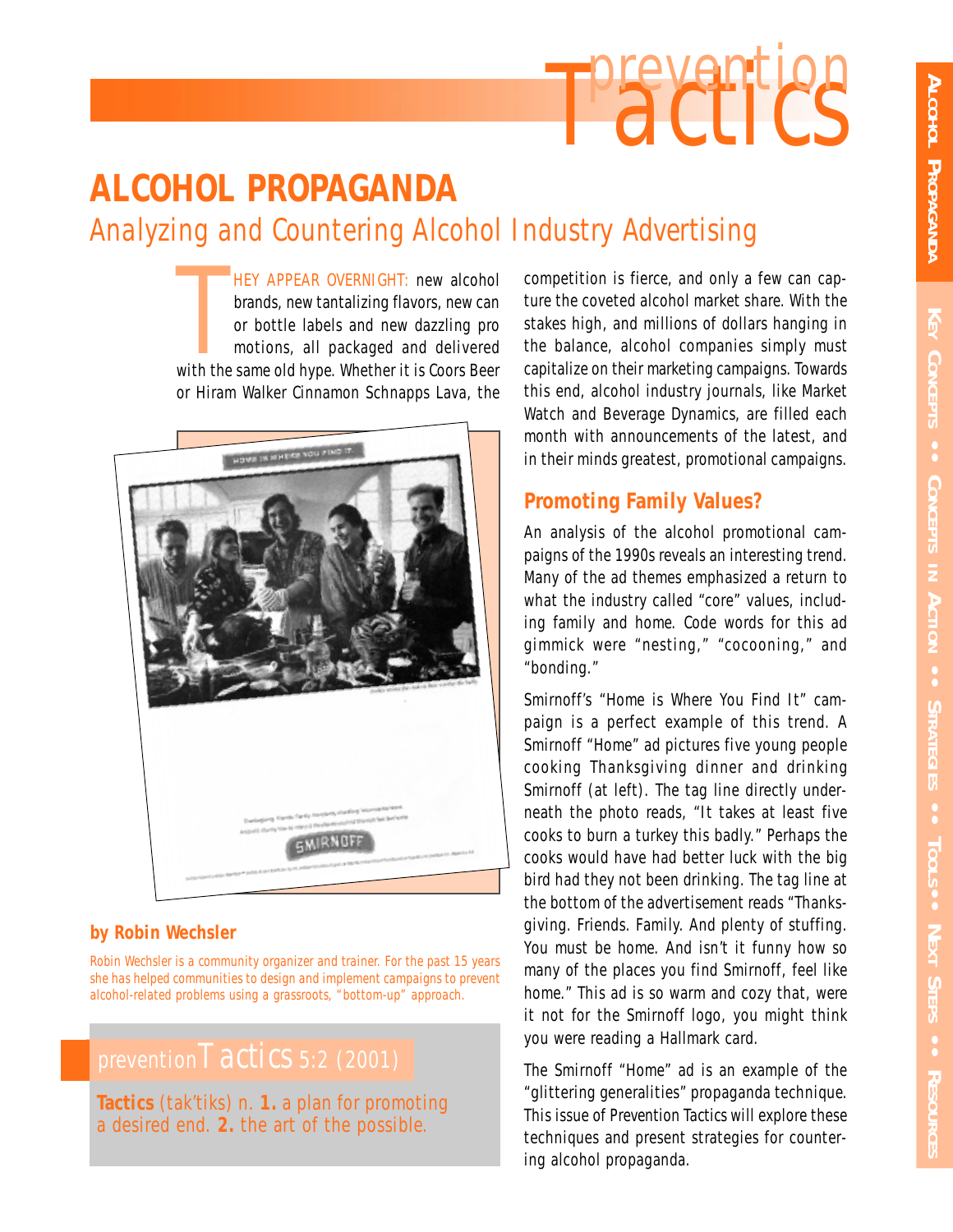# ALCOHOL PROPAGANDA

## Analyzing and Countering Alcohol Industry Advertising

THEY APPEAR OVERNIGHT: new alcohol brands, new tantalizing flavors, new can or bottle labels and new dazzling pro motions, all packaged and delivered with the same old hype. Whether it is Coors Beer or Hiram Walker Cinnamon Schnapps Lava, the competition is fierce, and only a few can capture the coveted alcohol market share. With the stakes high, and millions of dollars hanging in the balance, alcohol companies simply must capitalize on their marketing campaigns. Towards this end, alcohol industry journals, like Market Watch and Beverage Dynamics, are filled each month with announcements of the latest, and in their minds greatest, promotional campaigns.

**by Robin Wechsler**

Robin Wechsler is a community organizer and trainer. For the past 15 years she has helped communities to design and implement campaigns to prevent alcohol-related problems using a grassroots, "bottom-up" approach.

prevention Tactics 5:2 (2001)

**Tactics** (tak'tiks) n. **1.** a plan for promoting a desired end. **2.** the art of the possible.

### Promoting Family Values?

An analysis of the alcohol promotional campaigns of the 1990s reveals an interesting trend. Many of the ad themes emphasized a return to what the industry called "core" values, including family and home. Code words for this ad gimmick were "nesting," "cocooning," and "bonding."

Smirnoff's "Home is Where You Find It" campaign is a perfect example of this trend. A Smirnoff "Home" ad pictures five young people cooking Thanksgiving dinner and drinking Smirnoff (at left). The tag line directly underneath the photo reads, "It takes at least five cooks to burn a turkey this badly." Perhaps the cooks would have had better luck with the big bird had they not been drinking. The tag line at the bottom of the advertisement reads "Thanksgiving. Friends. Family. And plenty of stuffing. You must be home. And isn't it funny how so many of the places you find Smirnoff, feel like home." This ad is so warm and cozy that, were it not for the Smirnoff logo, you might think you were reading a Hallmark card.

The Smirnoff "Home" ad is an example of the "glittering generalities" propaganda technique. This issue of Prevention Tactics will explore these techniques and present strategies for countering alcohol propaganda.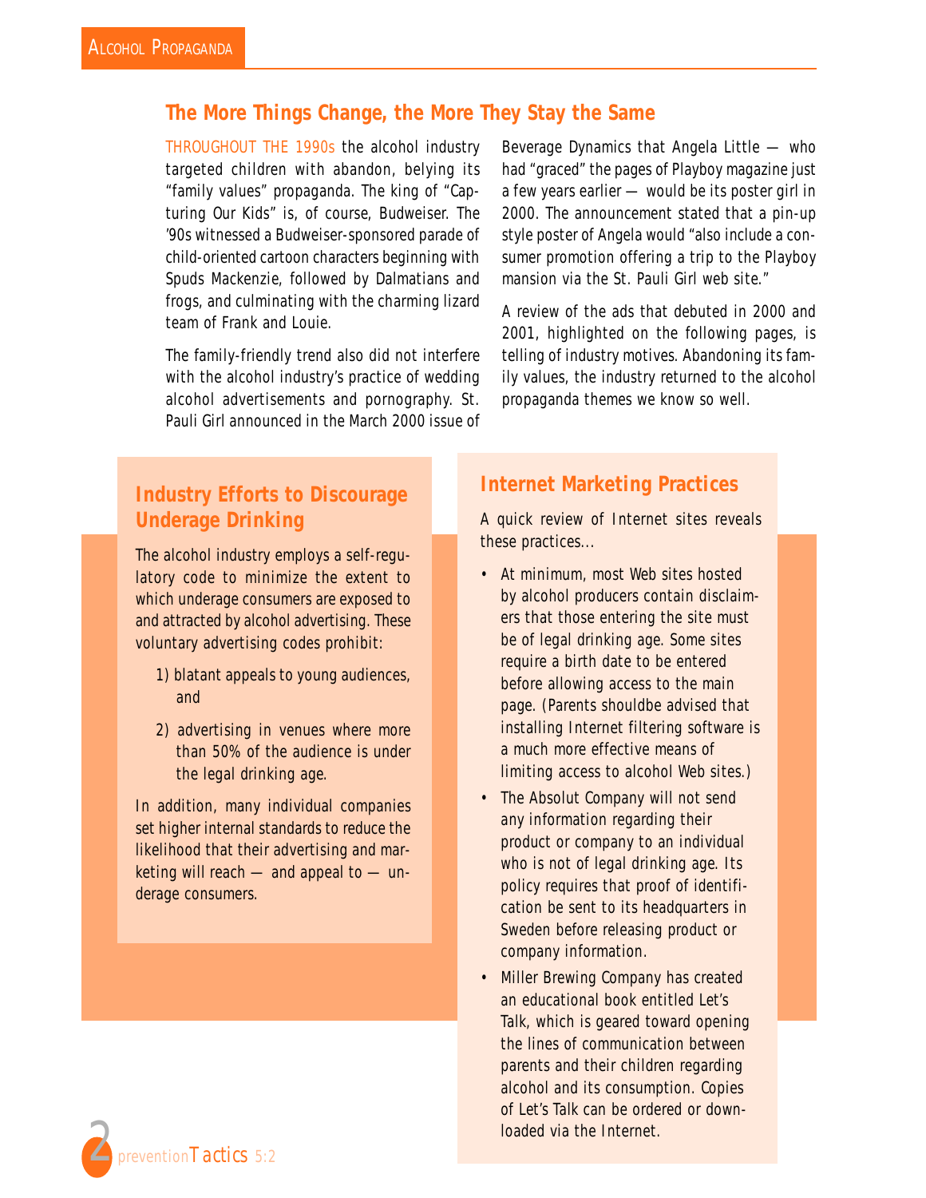## The More Things Change, the More They Stay the Same

THROUGHOUT THE 1990s the alcohol industry targeted children with abandon, belying its "family values" propaganda. The king of "Capturing Our Kids" is, of course, Budweiser. The '90s witnessed a Budweiser-sponsored parade of child-oriented cartoon characters beginning with Spuds Mackenzie, followed by Dalmatians and frogs, and culminating with the charming lizard team of Frank and Louie.

The family-friendly trend also did not interfere with the alcohol industry's practice of wedding alcohol advertisements and pornography. St. Pauli Girl announced in the March 2000 issue of Beverage Dynamics that Angela Little — who had "graced" the pages of Playboy magazine just a few years earlier — would be its poster girl in 2000. The announcement stated that a pin-up style poster of Angela would "also include a consumer promotion offering a trip to the Playboy mansion via the St. Pauli Girl web site."

A review of the ads that debuted in 2000 and 2001, highlighted on the following pages, is telling of industry motives. Abandoning its family values, the industry returned to the alcohol propaganda themes we know so well.

### Industry Efforts to Discourage Underage Drinking

The alcohol industry employs a self-regulatory code to minimize the extent to which underage consumers are exposed to and attracted by alcohol advertising. These voluntary advertising codes prohibit:

1) blatant appeals to young audiences, and

2) advertising in venues where more than 50% of the audience is under the legal drinking age.

In addition, many individual companies set higher internal standards to reduce the likelihood that their advertising and marketing will reach — and appeal to — underage consumers.

### Internet Marketing Practices

A quick review of Internet sites reveals these practices...

- At minimum, most Web sites hosted by alcohol producers contain disclaimers that those entering the site must be of legal drinking age. Some sites require a birth date to be entered before allowing access to the main page. (Parents shouldbe advised that installing Internet filtering software is a much more effective means of limiting access to alcohol Web sites.)
- The Absolut Company will not send any information regarding their product or company to an individual who is not of legal drinking age. Its policy requires that proof of identification be sent to its headquarters in Sweden before releasing product or company information.
- Miller Brewing Company has created an educational book entitled Let's Talk, which is geared toward opening the lines of communication between parents and their children regarding alcohol and its consumption. Copies of Let's Talk can be ordered or downloaded via the Internet.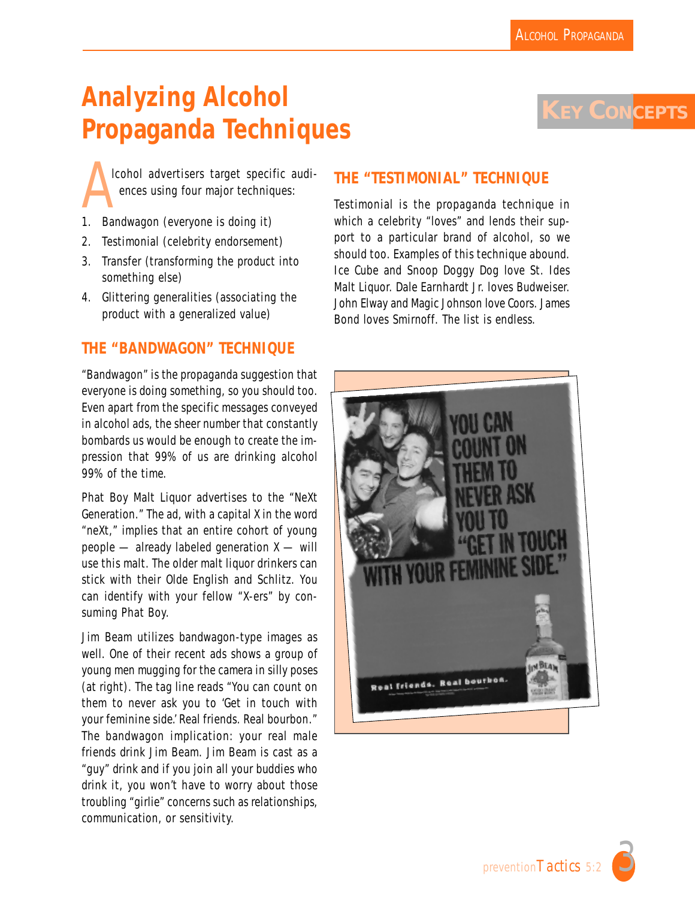# Analyzing Alcohol Propaganda Techniques

KEY CONCEPTS

Alcohol advertisers target specific audiences using four major techniques:

1. Bandwagon (everyone is doing it)
2. Testimonial (celebrity endorsement)
3. Transfer (transforming the product into something else)
4. Glittering generalities (associating the product with a generalized value)

## THE "BANDWAGON" TECHNIQUE

"Bandwagon" is the propaganda suggestion that everyone is doing something, so you should too. Even apart from the specific messages conveyed in alcohol ads, the sheer number that constantly bombards us would be enough to create the impression that 99% of us are drinking alcohol 99% of the time.

Phat Boy Malt Liquor advertises to the "NeXt Generation." The ad, with a capital X in the word "neXt," implies that an entire cohort of young people — already labeled generation X — will use this malt. The older malt liquor drinkers can stick with their Olde English and Schlitz. You can identify with your fellow "X-ers" by consuming Phat Boy.

Jim Beam utilizes bandwagon-type images as well. One of their recent ads shows a group of young men mugging for the camera in silly poses (at right). The tag line reads "You can count on them to never ask you to 'Get in touch with your feminine side.' Real friends. Real bourbon." The bandwagon implication: your real male friends drink Jim Beam. Jim Beam is cast as a "guy" drink and if you join all your buddies who drink it, you won't have to worry about those troubling "girlie" concerns such as relationships, communication, or sensitivity.

## THE "TESTIMONIAL" TECHNIQUE

Testimonial is the propaganda technique in which a celebrity "loves" and lends their support to a particular brand of alcohol, so we should too. Examples of this technique abound. Ice Cube and Snoop Doggy Dog love St. Ides Malt Liquor. Dale Earnhardt Jr. loves Budweiser. John Elway and Magic Johnson love Coors. James Bond loves Smirnoff. The list is endless.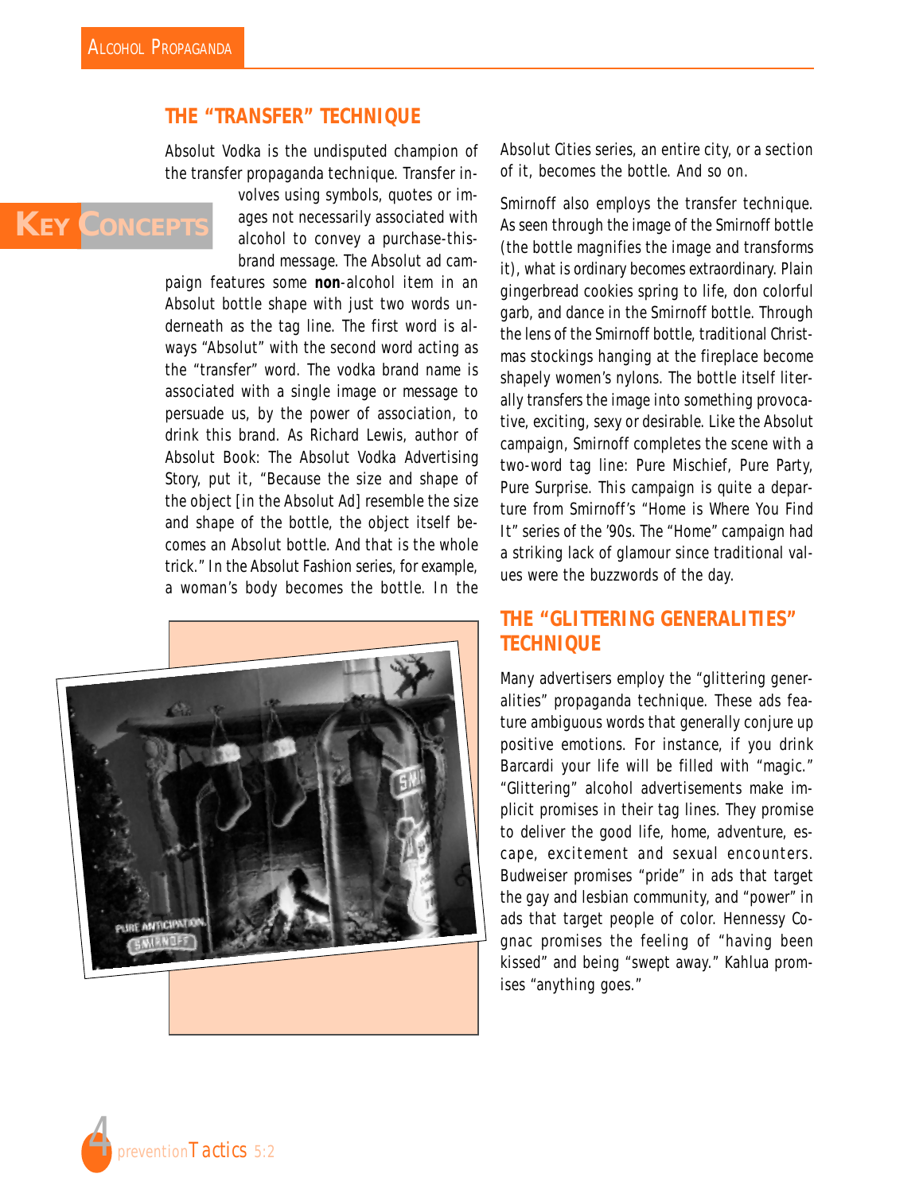## THE "TRANSFER" TECHNIQUE

**KEY CONCEPTS**

Absolut Vodka is the undisputed champion of the transfer propaganda technique. Transfer involves using symbols, quotes or images not necessarily associated with alcohol to convey a purchase-this-brand message. The Absolut ad campaign features some **non**-alcohol item in an Absolut bottle shape with just two words underneath as the tag line. The first word is always "Absolut" with the second word acting as the "transfer" word. The vodka brand name is associated with a single image or message to persuade us, by the power of association, to drink this brand. As Richard Lewis, author of Absolut Book: The Absolut Vodka Advertising Story, put it, "Because the size and shape of the object [in the Absolut Ad] resemble the size and shape of the bottle, the object itself becomes an Absolut bottle. And that is the whole trick." In the Absolut Fashion series, for example, a woman's body becomes the bottle. In the Absolut Cities series, an entire city, or a section of it, becomes the bottle. And so on.

Smirnoff also employs the transfer technique. As seen through the image of the Smirnoff bottle (the bottle magnifies the image and transforms it), what is ordinary becomes extraordinary. Plain gingerbread cookies spring to life, don colorful garb, and dance in the Smirnoff bottle. Through the lens of the Smirnoff bottle, traditional Christmas stockings hanging at the fireplace become shapely women's nylons. The bottle itself literally transfers the image into something provocative, exciting, sexy or desirable. Like the Absolut campaign, Smirnoff completes the scene with a two-word tag line: Pure Mischief, Pure Party, Pure Surprise. This campaign is quite a departure from Smirnoff's "Home is Where You Find It" series of the '90s. The "Home" campaign had a striking lack of glamour since traditional values were the buzzwords of the day.

## THE "GLITTERING GENERALITIES" TECHNIQUE

Many advertisers employ the "glittering generalities" propaganda technique. These ads feature ambiguous words that generally conjure up positive emotions. For instance, if you drink Barcardi your life will be filled with "magic." "Glittering" alcohol advertisements make implicit promises in their tag lines. They promise to deliver the good life, home, adventure, escape, excitement and sexual encounters. Budweiser promises "pride" in ads that target the gay and lesbian community, and "power" in ads that target people of color. Hennessy Cognac promises the feeling of "having been kissed" and being "swept away." Kahlua promises "anything goes."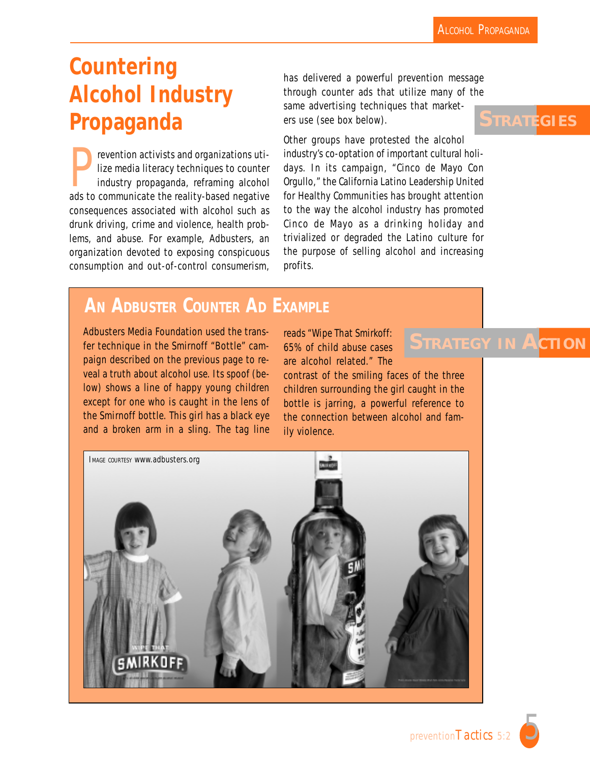# Countering Alcohol Industry Propaganda

STRATEGIES

Prevention activists and organizations utilize media literacy techniques to counter industry propaganda, reframing alcohol ads to communicate the reality-based negative consequences associated with alcohol such as drunk driving, crime and violence, health problems, and abuse. For example, Adbusters, an organization devoted to exposing conspicuous consumption and out-of-control consumerism, has delivered a powerful prevention message through counter ads that utilize many of the same advertising techniques that marketers use (see box below).

Other groups have protested the alcohol industry's co-optation of important cultural holidays. In its campaign, "Cinco de Mayo Con Orgullo," the California Latino Leadership United for Healthy Communities has brought attention to the way the alcohol industry has promoted Cinco de Mayo as a drinking holiday and trivialized or degraded the Latino culture for the purpose of selling alcohol and increasing profits.

## An Adbuster Counter Ad Example

STRATEGY IN ACTION

Adbusters Media Foundation used the transfer technique in the Smirnoff "Bottle" campaign described on the previous page to reveal a truth about alcohol use. Its spoof (below) shows a line of happy young children except for one who is caught in the lens of the Smirnoff bottle. This girl has a black eye and a broken arm in a sling. The tag line reads "Wipe That Smirkoff: 65% of child abuse cases are alcohol related." The contrast of the smiling faces of the three children surrounding the girl caught in the bottle is jarring, a powerful reference to the connection between alcohol and family violence.

IMAGE COURTESY www.adbusters.org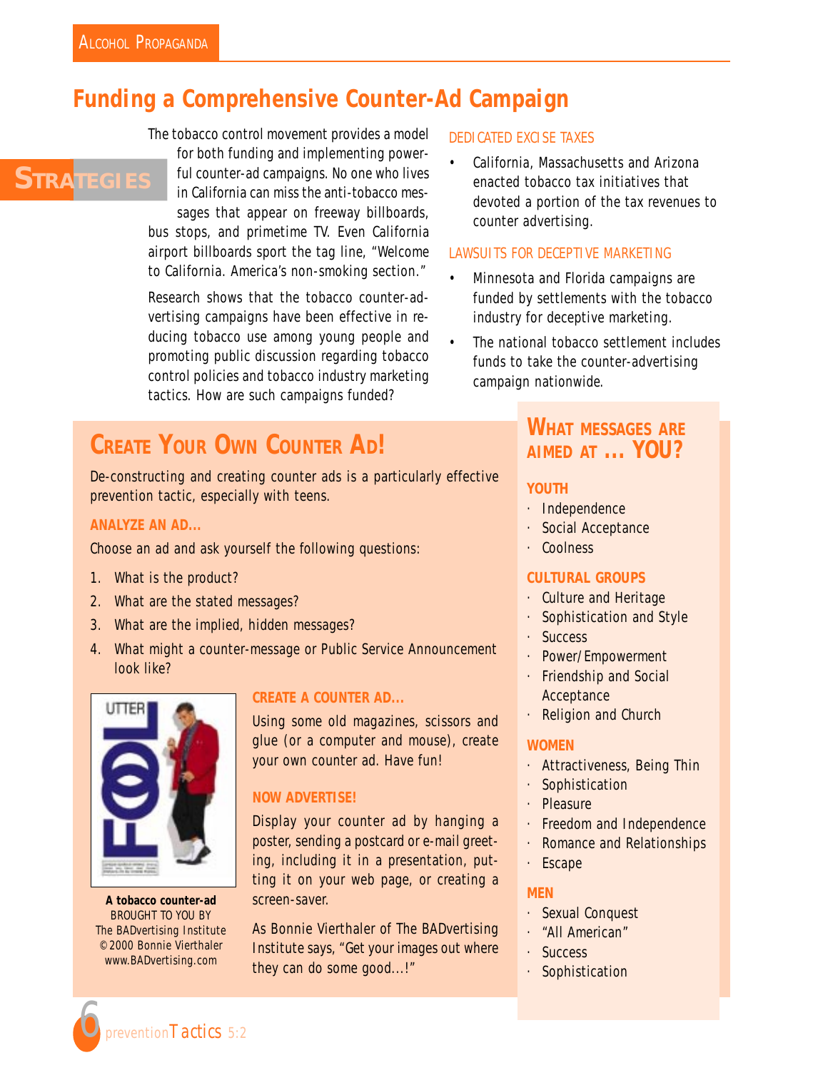## Funding a Comprehensive Counter-Ad Campaign

STRATEGIES

The tobacco control movement provides a model for both funding and implementing powerful counter-ad campaigns. No one who lives in California can miss the anti-tobacco messages that appear on freeway billboards, bus stops, and primetime TV. Even California airport billboards sport the tag line, "Welcome to California. America's non-smoking section."

Research shows that the tobacco counter-advertising campaigns have been effective in reducing tobacco use among young people and promoting public discussion regarding tobacco control policies and tobacco industry marketing tactics. How are such campaigns funded?

### DEDICATED EXCISE TAXES

- California, Massachusetts and Arizona enacted tobacco tax initiatives that devoted a portion of the tax revenues to counter advertising.

### LAWSUITS FOR DECEPTIVE MARKETING

- Minnesota and Florida campaigns are funded by settlements with the tobacco industry for deceptive marketing.
- The national tobacco settlement includes funds to take the counter-advertising campaign nationwide.

## CREATE YOUR OWN COUNTER AD!

De-constructing and creating counter ads is a particularly effective prevention tactic, especially with teens.

### ANALYZE AN AD...

Choose an ad and ask yourself the following questions:

1. What is the product?
2. What are the stated messages?
3. What are the implied, hidden messages?
4. What might a counter-message or Public Service Announcement look like?

**A tobacco counter-ad**
BROUGHT TO YOU BY
The BADvertising Institute
©2000 Bonnie Vierthaler
www.BADvertising.com

### CREATE A COUNTER AD...

Using some old magazines, scissors and glue (or a computer and mouse), create your own counter ad. Have fun!

### NOW ADVERTISE!

Display your counter ad by hanging a poster, sending a postcard or e-mail greeting, including it in a presentation, putting it on your web page, or creating a screen-saver.

As Bonnie Vierthaler of The BADvertising Institute says, "Get your images out where they can do some good...!"

## WHAT MESSAGES ARE AIMED AT ... YOU?

### YOUTH

- Independence
- Social Acceptance
- Coolness

### CULTURAL GROUPS

- Culture and Heritage
- Sophistication and Style
- Success
- Power/Empowerment
- Friendship and Social Acceptance
- Religion and Church

### WOMEN

- Attractiveness, Being Thin
- Sophistication
- Pleasure
- Freedom and Independence
- Romance and Relationships
- Escape

### MEN

- Sexual Conquest
- "All American"
- Success
- Sophistication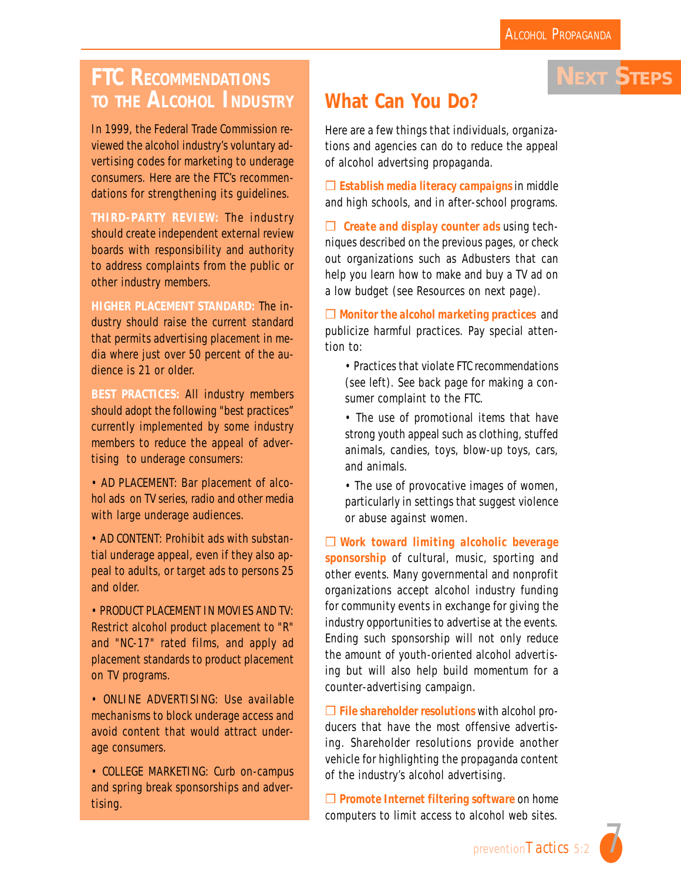## FTC Recommendations to the Alcohol Industry

In 1999, the Federal Trade Commission reviewed the alcohol industry's voluntary advertising codes for marketing to underage consumers. Here are the FTC's recommendations for strengthening its guidelines.

**THIRD-PARTY REVIEW:** The industry should create independent external review boards with responsibility and authority to address complaints from the public or other industry members.

**HIGHER PLACEMENT STANDARD:** The industry should raise the current standard that permits advertising placement in media where just over 50 percent of the audience is 21 or older.

**BEST PRACTICES:** All industry members should adopt the following "best practices" currently implemented by some industry members to reduce the appeal of advertising to underage consumers:

- AD PLACEMENT: Bar placement of alcohol ads on TV series, radio and other media with large underage audiences.
- AD CONTENT: Prohibit ads with substantial underage appeal, even if they also appeal to adults, or target ads to persons 25 and older.
- PRODUCT PLACEMENT IN MOVIES AND TV: Restrict alcohol product placement to "R" and "NC-17" rated films, and apply ad placement standards to product placement on TV programs.
- ONLINE ADVERTISING: Use available mechanisms to block underage access and avoid content that would attract underage consumers.
- COLLEGE MARKETING: Curb on-campus and spring break sponsorships and advertising.

# Next Steps

## What Can You Do?

Here are a few things that individuals, organizations and agencies can do to reduce the appeal of alcohol advertising propaganda.

- ❑ **Establish media literacy campaigns** in middle and high schools, and in after-school programs.

- ❑ **Create and display counter ads** using techniques described on the previous pages, or check out organizations such as Adbusters that can help you learn how to make and buy a TV ad on a low budget (see Resources on next page).

- ❑ **Monitor the alcohol marketing practices** and publicize harmful practices. Pay special attention to:
  - Practices that violate FTC recommendations (see left). See back page for making a consumer complaint to the FTC.
  - The use of promotional items that have strong youth appeal such as clothing, stuffed animals, candies, toys, blow-up toys, cars, and animals.
  - The use of provocative images of women, particularly in settings that suggest violence or abuse against women.

- ❑ **Work toward limiting alcoholic beverage sponsorship** of cultural, music, sporting and other events. Many governmental and nonprofit organizations accept alcohol industry funding for community events in exchange for giving the industry opportunities to advertise at the events. Ending such sponsorship will not only reduce the amount of youth-oriented alcohol advertising but will also help build momentum for a counter-advertising campaign.

- ❑ **File shareholder resolutions** with alcohol producers that have the most offensive advertising. Shareholder resolutions provide another vehicle for highlighting the propaganda content of the industry's alcohol advertising.

- ❑ **Promote Internet filtering software** on home computers to limit access to alcohol web sites.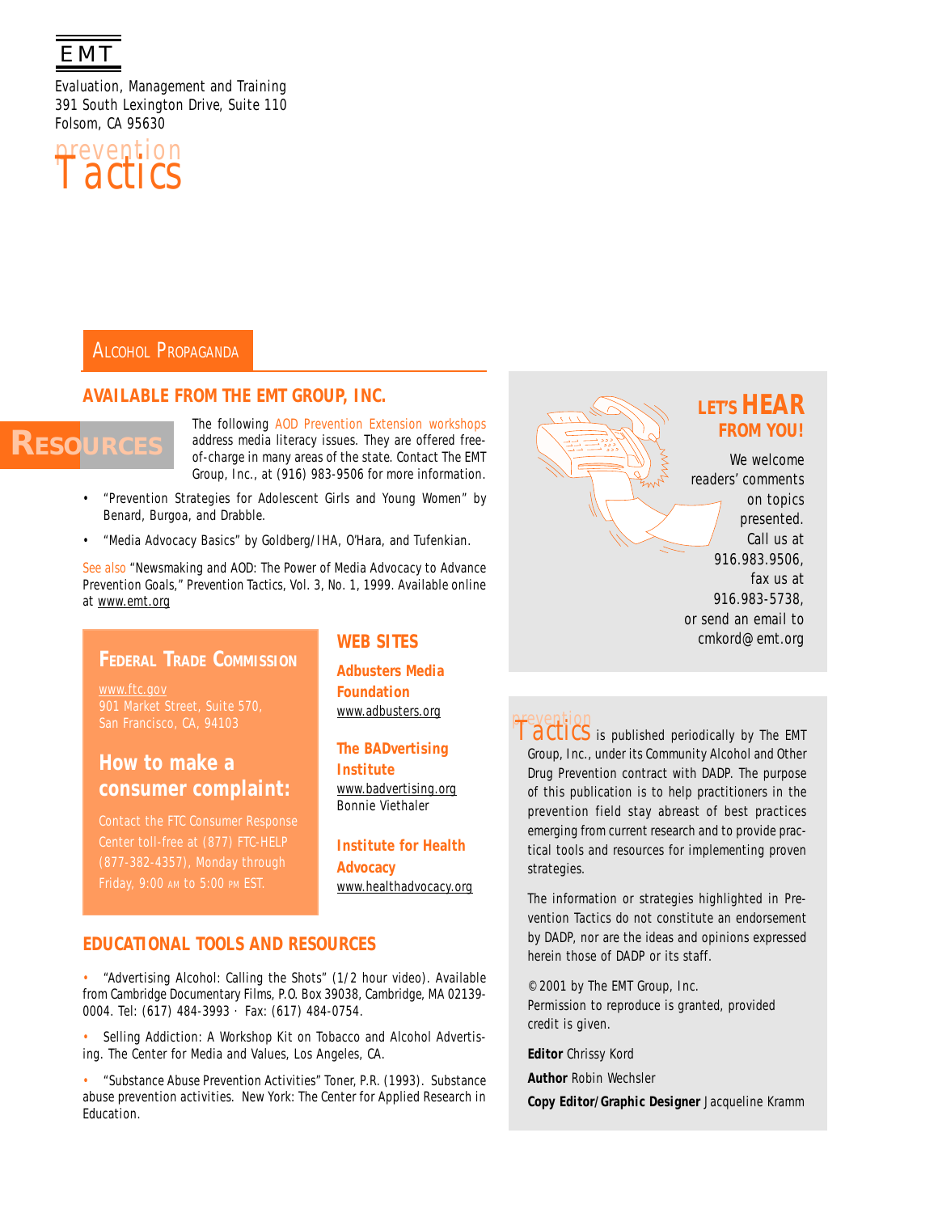EMT

Evaluation, Management and Training
391 South Lexington Drive, Suite 110
Folsom, CA 95630

prevention Tactics

## ALCOHOL PROPAGANDA

# RESOURCES

### AVAILABLE FROM THE EMT GROUP, INC.

The following AOD Prevention Extension workshops address media literacy issues. They are offered free-of-charge in many areas of the state. Contact The EMT Group, Inc., at (916) 983-9506 for more information.

- "Prevention Strategies for Adolescent Girls and Young Women" by Benard, Burgoa, and Drabble.
- "Media Advocacy Basics" by Goldberg/IHA, O'Hara, and Tufenkian.

See also "Newsmaking and AOD: The Power of Media Advocacy to Advance Prevention Goals," Prevention Tactics, Vol. 3, No. 1, 1999. Available online at www.emt.org

### FEDERAL TRADE COMMISSION

www.ftc.gov
901 Market Street, Suite 570,
San Francisco, CA, 94103

### How to make a consumer complaint:

Contact the FTC Consumer Response Center toll-free at (877) FTC-HELP (877-382-4357), Monday through Friday, 9:00 AM to 5:00 PM EST.

### WEB SITES

**Adbusters Media Foundation**
www.adbusters.org

**The BADvertising Institute**
www.badvertising.org
Bonnie Viethaler

**Institute for Health Advocacy**
www.healthadvocacy.org

### EDUCATIONAL TOOLS AND RESOURCES

- "Advertising Alcohol: Calling the Shots" (1/2 hour video). Available from Cambridge Documentary Films, P.O. Box 39038, Cambridge, MA 02139-0004. Tel: (617) 484-3993 · Fax: (617) 484-0754.
- Selling Addiction: A Workshop Kit on Tobacco and Alcohol Advertising. The Center for Media and Values, Los Angeles, CA.
- "Substance Abuse Prevention Activities" Toner, P.R. (1993). Substance abuse prevention activities. New York: The Center for Applied Research in Education.

### LET'S HEAR FROM YOU!

We welcome readers' comments on topics presented. Call us at 916.983.9506, fax us at 916.983-5738, or send an email to cmkord@emt.org

prevention Tactics is published periodically by The EMT Group, Inc., under its Community Alcohol and Other Drug Prevention contract with DADP. The purpose of this publication is to help practitioners in the prevention field stay abreast of best practices emerging from current research and to provide practical tools and resources for implementing proven strategies.

The information or strategies highlighted in Prevention Tactics do not constitute an endorsement by DADP, nor are the ideas and opinions expressed herein those of DADP or its staff.

©2001 by The EMT Group, Inc.
Permission to reproduce is granted, provided credit is given.

**Editor** Chrissy Kord

**Author** Robin Wechsler

**Copy Editor/Graphic Designer** Jacqueline Kramm